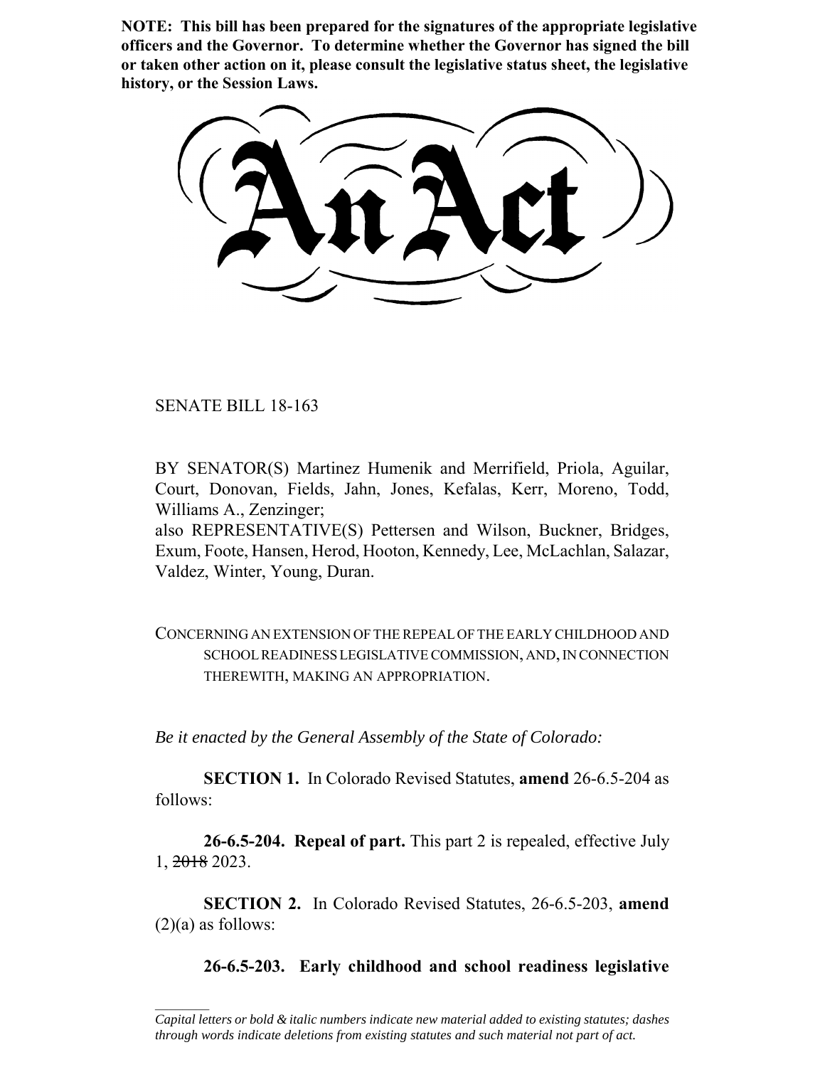**NOTE: This bill has been prepared for the signatures of the appropriate legislative officers and the Governor. To determine whether the Governor has signed the bill or taken other action on it, please consult the legislative status sheet, the legislative history, or the Session Laws.**

# An Act

SENATE BILL 18-163

BY SENATOR(S) Martinez Humenik and Merrifield, Priola, Aguilar, Court, Donovan, Fields, Jahn, Jones, Kefalas, Kerr, Moreno, Todd, Williams A., Zenzinger;
also REPRESENTATIVE(S) Pettersen and Wilson, Buckner, Bridges, Exum, Foote, Hansen, Herod, Hooton, Kennedy, Lee, McLachlan, Salazar, Valdez, Winter, Young, Duran.

CONCERNING AN EXTENSION OF THE REPEAL OF THE EARLY CHILDHOOD AND SCHOOL READINESS LEGISLATIVE COMMISSION, AND, IN CONNECTION THEREWITH, MAKING AN APPROPRIATION.

*Be it enacted by the General Assembly of the State of Colorado:*

**SECTION 1.** In Colorado Revised Statutes, **amend** 26-6.5-204 as follows:

**26-6.5-204. Repeal of part.** This part 2 is repealed, effective July 1, ~~2018~~ 2023.

**SECTION 2.** In Colorado Revised Statutes, 26-6.5-203, **amend** (2)(a) as follows:

**26-6.5-203. Early childhood and school readiness legislative**

*Capital letters or bold & italic numbers indicate new material added to existing statutes; dashes through words indicate deletions from existing statutes and such material not part of act.*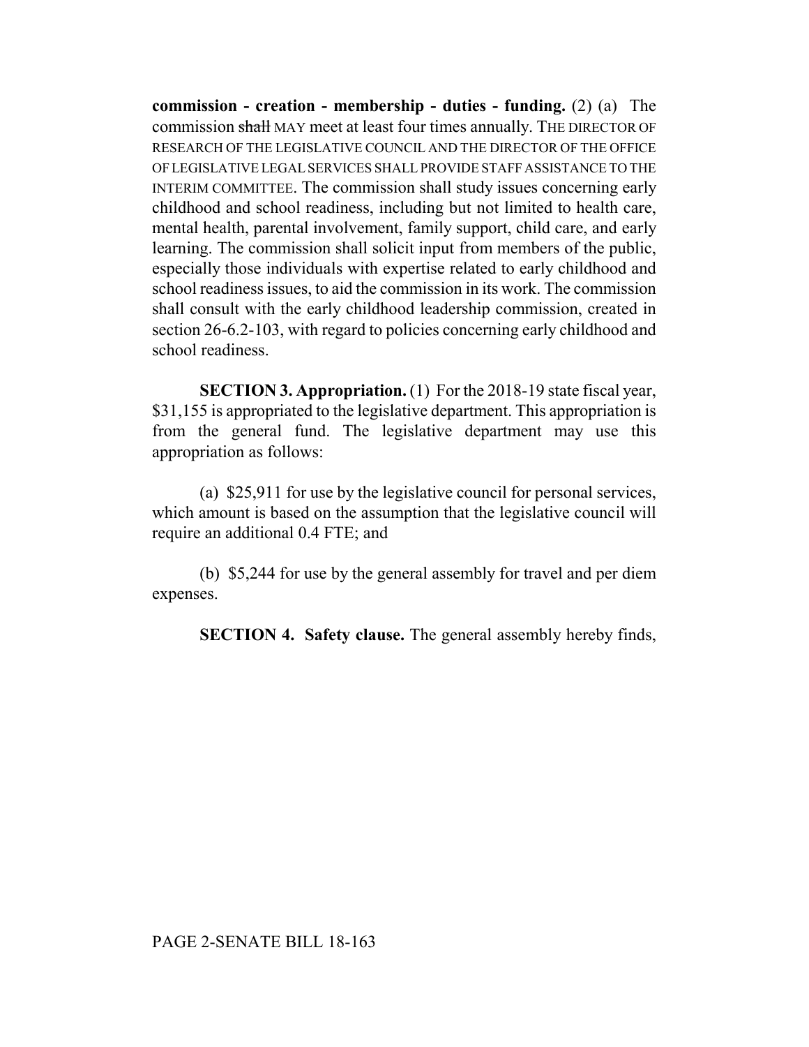**commission - creation - membership - duties - funding.** (2) (a) The commission ~~shall~~ MAY meet at least four times annually. THE DIRECTOR OF RESEARCH OF THE LEGISLATIVE COUNCIL AND THE DIRECTOR OF THE OFFICE OF LEGISLATIVE LEGAL SERVICES SHALL PROVIDE STAFF ASSISTANCE TO THE INTERIM COMMITTEE. The commission shall study issues concerning early childhood and school readiness, including but not limited to health care, mental health, parental involvement, family support, child care, and early learning. The commission shall solicit input from members of the public, especially those individuals with expertise related to early childhood and school readiness issues, to aid the commission in its work. The commission shall consult with the early childhood leadership commission, created in section 26-6.2-103, with regard to policies concerning early childhood and school readiness.

**SECTION 3. Appropriation.** (1) For the 2018-19 state fiscal year, $31,155 is appropriated to the legislative department. This appropriation is from the general fund. The legislative department may use this appropriation as follows:

(a) $25,911 for use by the legislative council for personal services, which amount is based on the assumption that the legislative council will require an additional 0.4 FTE; and

(b) $5,244 for use by the general assembly for travel and per diem expenses.

**SECTION 4. Safety clause.** The general assembly hereby finds,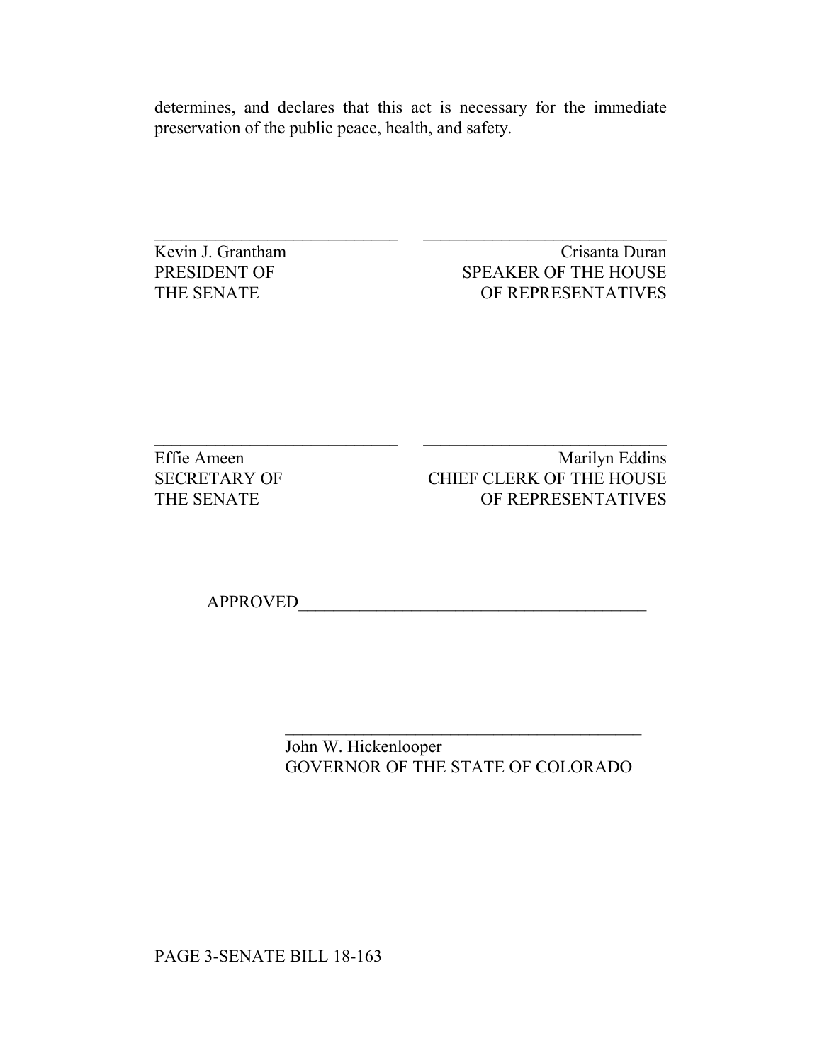determines, and declares that this act is necessary for the immediate preservation of the public peace, health, and safety.

____________________________
Kevin J. Grantham
PRESIDENT OF
THE SENATE

____________________________
Crisanta Duran
SPEAKER OF THE HOUSE
OF REPRESENTATIVES

____________________________
Effie Ameen
SECRETARY OF
THE SENATE

____________________________
Marilyn Eddins
CHIEF CLERK OF THE HOUSE
OF REPRESENTATIVES

APPROVED________________________________________

_________________________________________
John W. Hickenlooper
GOVERNOR OF THE STATE OF COLORADO

PAGE 3-SENATE BILL 18-163